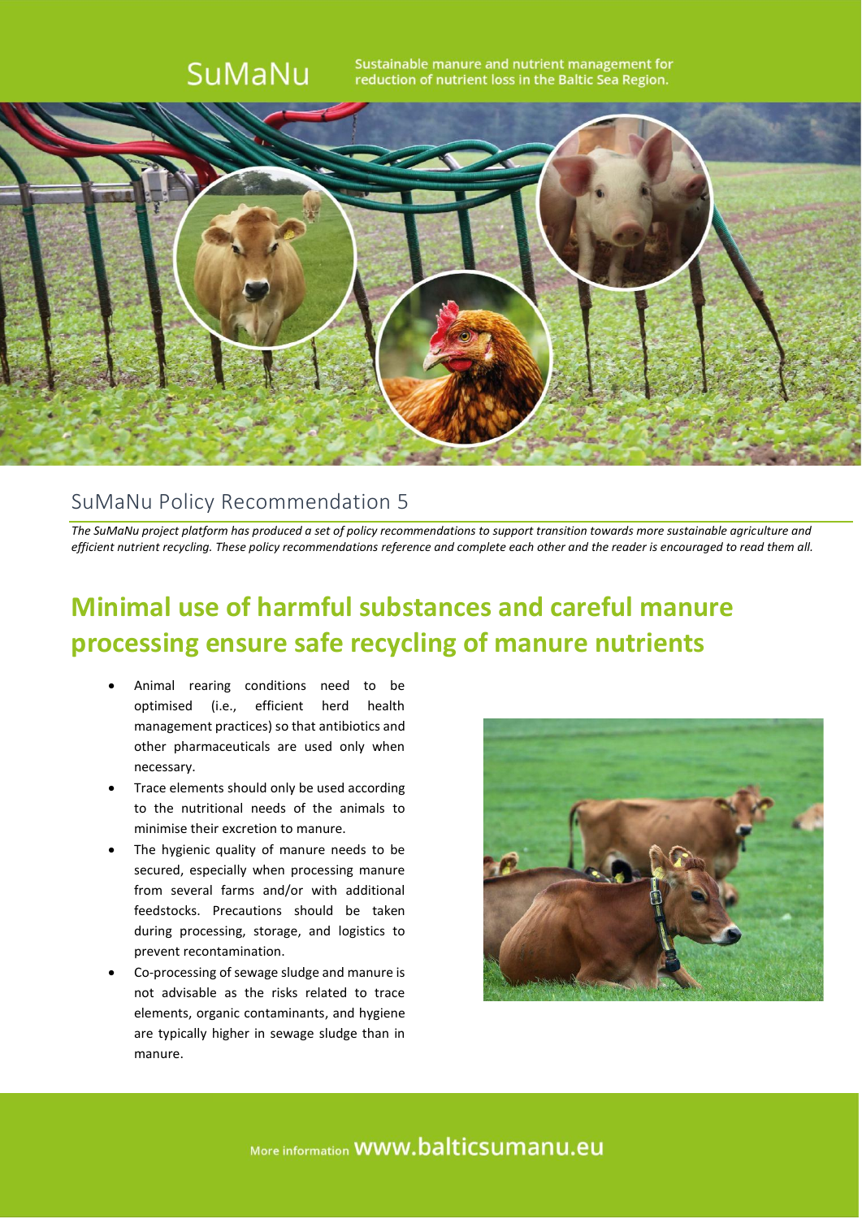SuMaNu

Sustainable manure and nutrient management for reduction of nutrient loss in the Baltic Sea Region.

## SuMaNu Policy Recommendation 5

*The SuMaNu project platform has produced a set of policy recommendations to support transition towards more sustainable agriculture and efficient nutrient recycling. These policy recommendations reference and complete each other and the reader is encouraged to read them all.*

# Minimal use of harmful substances and careful manure processing ensure safe recycling of manure nutrients

- Animal rearing conditions need to be optimised (i.e., efficient herd health management practices) so that antibiotics and other pharmaceuticals are used only when necessary.
- Trace elements should only be used according to the nutritional needs of the animals to minimise their excretion to manure.
- The hygienic quality of manure needs to be secured, especially when processing manure from several farms and/or with additional feedstocks. Precautions should be taken during processing, storage, and logistics to prevent recontamination.
- Co-processing of sewage sludge and manure is not advisable as the risks related to trace elements, organic contaminants, and hygiene are typically higher in sewage sludge than in manure.

More information www.balticsumanu.eu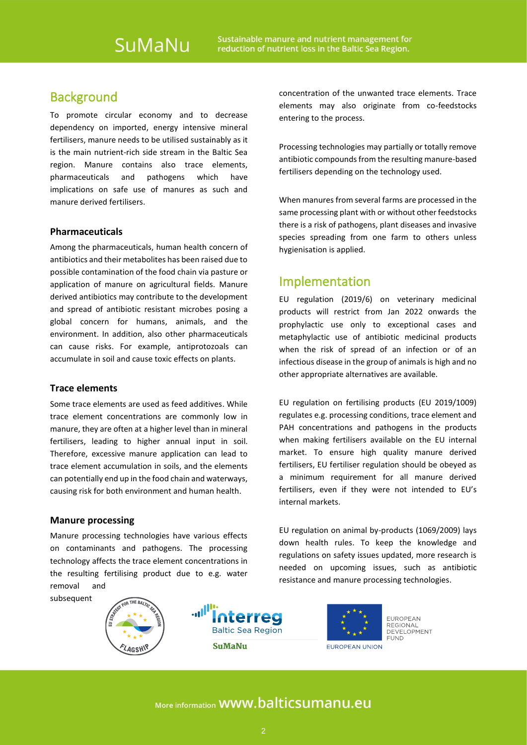SuMaNu

Sustainable manure and nutrient management for reduction of nutrient loss in the Baltic Sea Region.

## Background

To promote circular economy and to decrease dependency on imported, energy intensive mineral fertilisers, manure needs to be utilised sustainably as it is the main nutrient-rich side stream in the Baltic Sea region. Manure contains also trace elements, pharmaceuticals and pathogens which have implications on safe use of manures as such and manure derived fertilisers.

### Pharmaceuticals

Among the pharmaceuticals, human health concern of antibiotics and their metabolites has been raised due to possible contamination of the food chain via pasture or application of manure on agricultural fields. Manure derived antibiotics may contribute to the development and spread of antibiotic resistant microbes posing a global concern for humans, animals, and the environment. In addition, also other pharmaceuticals can cause risks. For example, antiprotozoals can accumulate in soil and cause toxic effects on plants.

### Trace elements

Some trace elements are used as feed additives. While trace element concentrations are commonly low in manure, they are often at a higher level than in mineral fertilisers, leading to higher annual input in soil. Therefore, excessive manure application can lead to trace element accumulation in soils, and the elements can potentially end up in the food chain and waterways, causing risk for both environment and human health.

### Manure processing

Manure processing technologies have various effects on contaminants and pathogens. The processing technology affects the trace element concentrations in the resulting fertilising product due to e.g. water removal and subsequent concentration of the unwanted trace elements. Trace elements may also originate from co-feedstocks entering to the process.

Processing technologies may partially or totally remove antibiotic compounds from the resulting manure-based fertilisers depending on the technology used.

When manures from several farms are processed in the same processing plant with or without other feedstocks there is a risk of pathogens, plant diseases and invasive species spreading from one farm to others unless hygienisation is applied.

## Implementation

EU regulation (2019/6) on veterinary medicinal products will restrict from Jan 2022 onwards the prophylactic use only to exceptional cases and metaphylactic use of antibiotic medicinal products when the risk of spread of an infection or of an infectious disease in the group of animals is high and no other appropriate alternatives are available.

EU regulation on fertilising products (EU 2019/1009) regulates e.g. processing conditions, trace element and PAH concentrations and pathogens in the products when making fertilisers available on the EU internal market. To ensure high quality manure derived fertilisers, EU fertiliser regulation should be obeyed as a minimum requirement for all manure derived fertilisers, even if they were not intended to EU's internal markets.

EU regulation on animal by-products (1069/2009) lays down health rules. To keep the knowledge and regulations on safety issues updated, more research is needed on upcoming issues, such as antibiotic resistance and manure processing technologies.

EU Strategy for the Baltic Sea Region FLAGSHIP

Interreg Baltic Sea Region SuMaNu

EUROPEAN UNION — EUROPEAN REGIONAL DEVELOPMENT FUND

More information www.balticsumanu.eu